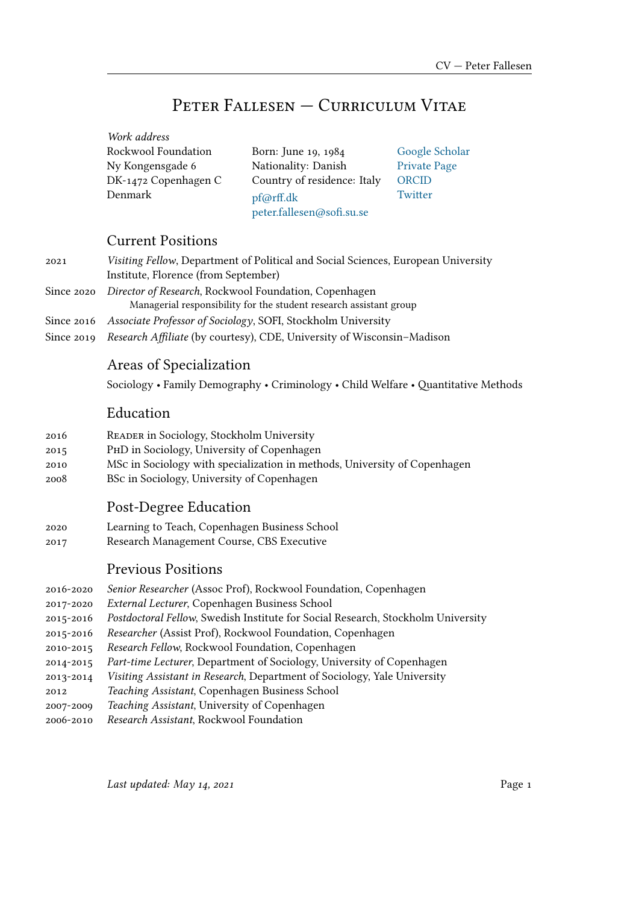# Peter Fallesen — Curriculum Vitae

*Work address*
Rockwool Foundation
Ny Kongensgade 6
DK-1472 Copenhagen C
Denmark

Born: June 19, 1984
Nationality: Danish
Country of residence: Italy
pf@rff.dk
peter.fallesen@sofi.su.se

Google Scholar
Private Page
ORCID
Twitter

## Current Positions

- 2021 — *Visiting Fellow*, Department of Political and Social Sciences, European University Institute, Florence (from September)
- Since 2020 — *Director of Research*, Rockwool Foundation, Copenhagen
  - Managerial responsibility for the student research assistant group
- Since 2016 — *Associate Professor of Sociology*, SOFI, Stockholm University
- Since 2019 — *Research Affiliate* (by courtesy), CDE, University of Wisconsin–Madison

## Areas of Specialization

Sociology • Family Demography • Criminology • Child Welfare • Quantitative Methods

## Education

- 2016 — Reader in Sociology, Stockholm University
- 2015 — PhD in Sociology, University of Copenhagen
- 2010 — MSc in Sociology with specialization in methods, University of Copenhagen
- 2008 — BSc in Sociology, University of Copenhagen

## Post-Degree Education

- 2020 — Learning to Teach, Copenhagen Business School
- 2017 — Research Management Course, CBS Executive

## Previous Positions

- 2016-2020 — *Senior Researcher* (Assoc Prof), Rockwool Foundation, Copenhagen
- 2017-2020 — *External Lecturer*, Copenhagen Business School
- 2015-2016 — *Postdoctoral Fellow*, Swedish Institute for Social Research, Stockholm University
- 2015-2016 — *Researcher* (Assist Prof), Rockwool Foundation, Copenhagen
- 2010-2015 — *Research Fellow*, Rockwool Foundation, Copenhagen
- 2014-2015 — *Part-time Lecturer*, Department of Sociology, University of Copenhagen
- 2013-2014 — *Visiting Assistant in Research*, Department of Sociology, Yale University
- 2012 — *Teaching Assistant*, Copenhagen Business School
- 2007-2009 — *Teaching Assistant*, University of Copenhagen
- 2006-2010 — *Research Assistant*, Rockwool Foundation

*Last updated: May 14, 2021*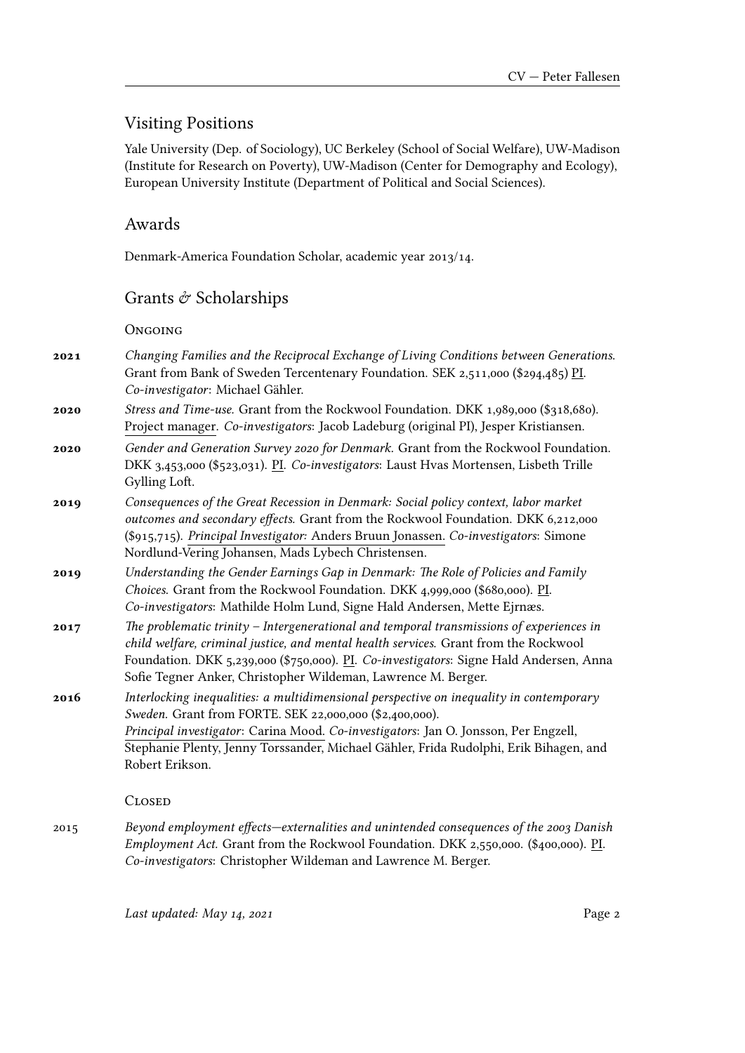## Visiting Positions

Yale University (Dep. of Sociology), UC Berkeley (School of Social Welfare), UW-Madison (Institute for Research on Poverty), UW-Madison (Center for Demography and Ecology), European University Institute (Department of Political and Social Sciences).

## Awards

Denmark-America Foundation Scholar, academic year 2013/14.

## Grants & Scholarships

### Ongoing

**2021** *Changing Families and the Reciprocal Exchange of Living Conditions between Generations.* Grant from Bank of Sweden Tercentenary Foundation. SEK 2,511,000 ($294,485) PI. *Co-investigator*: Michael Gähler.

**2020** *Stress and Time-use.* Grant from the Rockwool Foundation. DKK 1,989,000 ($318,680). Project manager. *Co-investigators*: Jacob Ladeburg (original PI), Jesper Kristiansen.

**2020** *Gender and Generation Survey 2020 for Denmark.* Grant from the Rockwool Foundation. DKK 3,453,000 ($523,031). PI. *Co-investigators*: Laust Hvas Mortensen, Lisbeth Trille Gylling Loft.

**2019** *Consequences of the Great Recession in Denmark: Social policy context, labor market outcomes and secondary effects.* Grant from the Rockwool Foundation. DKK 6,212,000 ($915,715). *Principal Investigator:* Anders Bruun Jonassen. *Co-investigators*: Simone Nordlund-Vering Johansen, Mads Lybech Christensen.

**2019** *Understanding the Gender Earnings Gap in Denmark: The Role of Policies and Family Choices.* Grant from the Rockwool Foundation. DKK 4,999,000 ($680,000). PI. *Co-investigators*: Mathilde Holm Lund, Signe Hald Andersen, Mette Ejrnæs.

**2017** *The problematic trinity – Intergenerational and temporal transmissions of experiences in child welfare, criminal justice, and mental health services.* Grant from the Rockwool Foundation. DKK 5,239,000 ($750,000). PI. *Co-investigators*: Signe Hald Andersen, Anna Sofie Tegner Anker, Christopher Wildeman, Lawrence M. Berger.

**2016** *Interlocking inequalities: a multidimensional perspective on inequality in contemporary Sweden.* Grant from FORTE. SEK 22,000,000 ($2,400,000). *Principal investigator*: Carina Mood. *Co-investigators*: Jan O. Jonsson, Per Engzell, Stephanie Plenty, Jenny Torssander, Michael Gähler, Frida Rudolphi, Erik Bihagen, and Robert Erikson.

### Closed

2015 *Beyond employment effects—externalities and unintended consequences of the 2003 Danish Employment Act.* Grant from the Rockwool Foundation. DKK 2,550,000. ($400,000). PI. *Co-investigators*: Christopher Wildeman and Lawrence M. Berger.

*Last updated: May 14, 2021*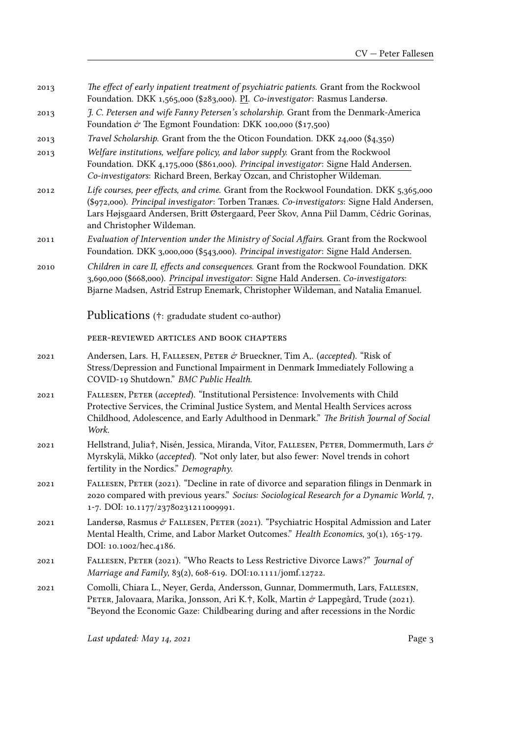2013 *The effect of early inpatient treatment of psychiatric patients.* Grant from the Rockwool Foundation. DKK 1,565,000 ($283,000). PI. *Co-investigator*: Rasmus Landersø.

2013 *J. C. Petersen and wife Fanny Petersen's scholarship.* Grant from the Denmark-America Foundation & The Egmont Foundation: DKK 100,000 ($17,500)

2013 *Travel Scholarship.* Grant from the the Oticon Foundation. DKK 24,000 ($4,350)

2013 *Welfare institutions, welfare policy, and labor supply.* Grant from the Rockwool Foundation. DKK 4,175,000 ($861,000). *Principal investigator*: Signe Hald Andersen. *Co-investigators*: Richard Breen, Berkay Ozcan, and Christopher Wildeman.

2012 *Life courses, peer effects, and crime.* Grant from the Rockwool Foundation. DKK 5,365,000 ($972,000). *Principal investigator*: Torben Tranæs. *Co-investigators*: Signe Hald Andersen, Lars Højsgaard Andersen, Britt Østergaard, Peer Skov, Anna Piil Damm, Cédric Gorinas, and Christopher Wildeman.

2011 *Evaluation of Intervention under the Ministry of Social Affairs.* Grant from the Rockwool Foundation. DKK 3,000,000 ($543,000). *Principal investigator*: Signe Hald Andersen.

2010 *Children in care II, effects and consequences.* Grant from the Rockwool Foundation. DKK 3,690,000 ($668,000). *Principal investigator*: Signe Hald Andersen. *Co-investigators*: Bjarne Madsen, Astrid Estrup Enemark, Christopher Wildeman, and Natalia Emanuel.

## Publications (†: gradudate student co-author)

### PEER-REVIEWED ARTICLES AND BOOK CHAPTERS

2021 Andersen, Lars. H, Fallesen, Peter & Brueckner, Tim A,. (*accepted*). "Risk of Stress/Depression and Functional Impairment in Denmark Immediately Following a COVID-19 Shutdown." *BMC Public Health.*

2021 Fallesen, Peter (*accepted*). "Institutional Persistence: Involvements with Child Protective Services, the Criminal Justice System, and Mental Health Services across Childhood, Adolescence, and Early Adulthood in Denmark." *The British Journal of Social Work.*

2021 Hellstrand, Julia†, Nisén, Jessica, Miranda, Vitor, Fallesen, Peter, Dommermuth, Lars & Myrskylä, Mikko (*accepted*). "Not only later, but also fewer: Novel trends in cohort fertility in the Nordics." *Demography.*

2021 Fallesen, Peter (2021). "Decline in rate of divorce and separation filings in Denmark in 2020 compared with previous years." *Socius: Sociological Research for a Dynamic World*, 7, 1-7. DOI: 10.1177/23780231211009991.

2021 Landersø, Rasmus & Fallesen, Peter (2021). "Psychiatric Hospital Admission and Later Mental Health, Crime, and Labor Market Outcomes." *Health Economics*, 30(1), 165-179. DOI: 10.1002/hec.4186.

2021 Fallesen, Peter (2021). "Who Reacts to Less Restrictive Divorce Laws?" *Journal of Marriage and Family*, 83(2), 608-619. DOI:10.1111/jomf.12722.

2021 Comolli, Chiara L., Neyer, Gerda, Andersson, Gunnar, Dommermuth, Lars, Fallesen, Peter, Jalovaara, Marika, Jonsson, Ari K.†, Kolk, Martin & Lappegård, Trude (2021). "Beyond the Economic Gaze: Childbearing during and after recessions in the Nordic

*Last updated: May 14, 2021*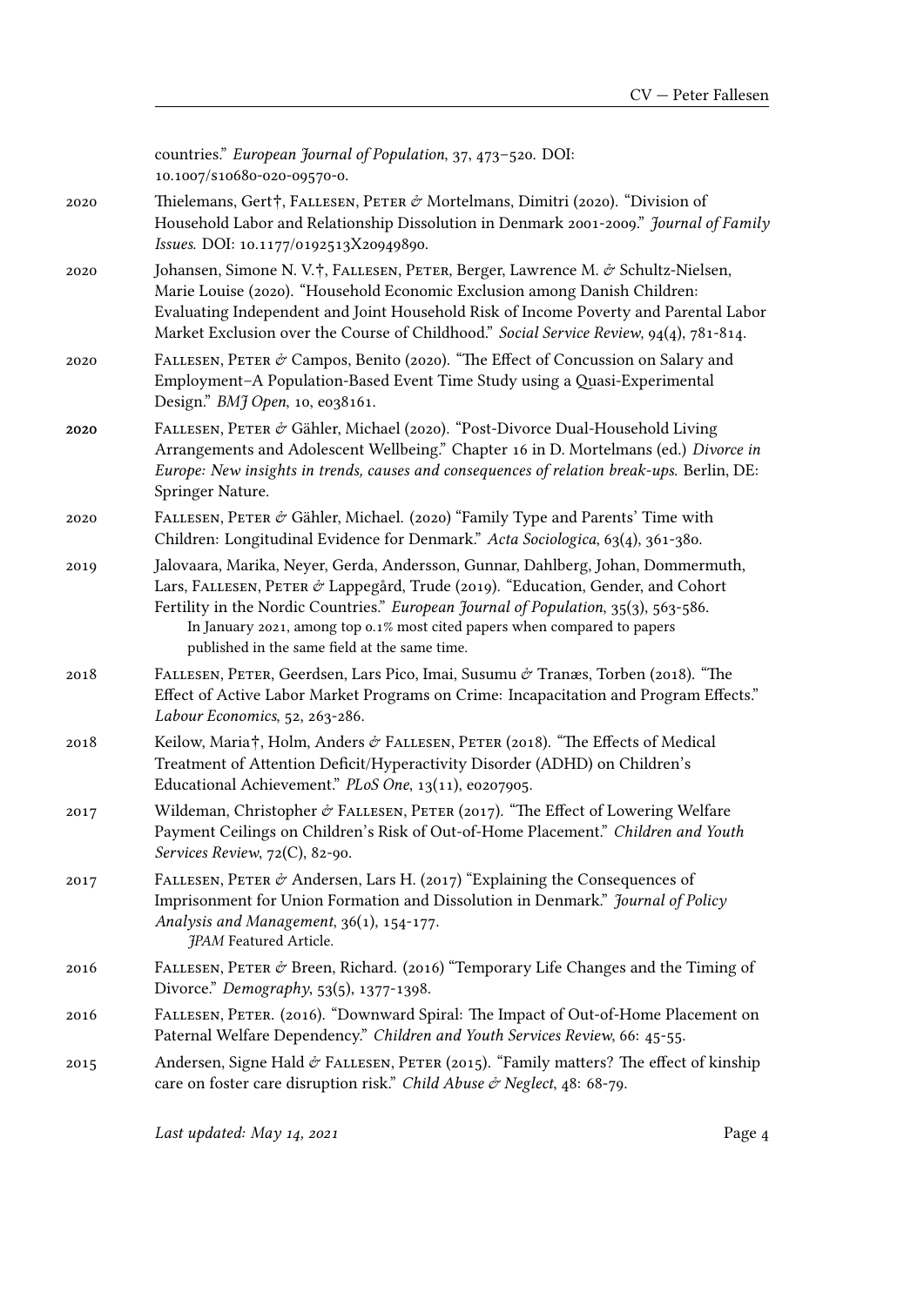countries." *European Journal of Population*, 37, 473–520. DOI: 10.1007/s10680-020-09570-0.

2020 Thielemans, Gert†, Fallesen, Peter & Mortelmans, Dimitri (2020). "Division of Household Labor and Relationship Dissolution in Denmark 2001-2009." *Journal of Family Issues*. DOI: 10.1177/0192513X20949890.

2020 Johansen, Simone N. V.†, Fallesen, Peter, Berger, Lawrence M. & Schultz-Nielsen, Marie Louise (2020). "Household Economic Exclusion among Danish Children: Evaluating Independent and Joint Household Risk of Income Poverty and Parental Labor Market Exclusion over the Course of Childhood." *Social Service Review*, 94(4), 781-814.

2020 Fallesen, Peter & Campos, Benito (2020). "The Effect of Concussion on Salary and Employment–A Population-Based Event Time Study using a Quasi-Experimental Design." *BMJ Open*, 10, e038161.

**2020** Fallesen, Peter & Gähler, Michael (2020). "Post-Divorce Dual-Household Living Arrangements and Adolescent Wellbeing." Chapter 16 in D. Mortelmans (ed.) *Divorce in Europe: New insights in trends, causes and consequences of relation break-ups*. Berlin, DE: Springer Nature.

2020 Fallesen, Peter & Gähler, Michael. (2020) "Family Type and Parents' Time with Children: Longitudinal Evidence for Denmark." *Acta Sociologica*, 63(4), 361-380.

2019 Jalovaara, Marika, Neyer, Gerda, Andersson, Gunnar, Dahlberg, Johan, Dommermuth, Lars, Fallesen, Peter & Lappegård, Trude (2019). "Education, Gender, and Cohort Fertility in the Nordic Countries." *European Journal of Population*, 35(3), 563-586.
In January 2021, among top 0.1% most cited papers when compared to papers published in the same field at the same time.

2018 Fallesen, Peter, Geerdsen, Lars Pico, Imai, Susumu & Tranæs, Torben (2018). "The Effect of Active Labor Market Programs on Crime: Incapacitation and Program Effects." *Labour Economics*, 52, 263-286.

2018 Keilow, Maria†, Holm, Anders & Fallesen, Peter (2018). "The Effects of Medical Treatment of Attention Deficit/Hyperactivity Disorder (ADHD) on Children's Educational Achievement." *PLoS One*, 13(11), e0207905.

2017 Wildeman, Christopher & Fallesen, Peter (2017). "The Effect of Lowering Welfare Payment Ceilings on Children's Risk of Out-of-Home Placement." *Children and Youth Services Review*, 72(C), 82-90.

2017 Fallesen, Peter & Andersen, Lars H. (2017) "Explaining the Consequences of Imprisonment for Union Formation and Dissolution in Denmark." *Journal of Policy Analysis and Management*, 36(1), 154-177.
*JPAM* Featured Article.

2016 Fallesen, Peter & Breen, Richard. (2016) "Temporary Life Changes and the Timing of Divorce." *Demography*, 53(5), 1377-1398.

2016 Fallesen, Peter. (2016). "Downward Spiral: The Impact of Out-of-Home Placement on Paternal Welfare Dependency." *Children and Youth Services Review*, 66: 45-55.

2015 Andersen, Signe Hald & Fallesen, Peter (2015). "Family matters? The effect of kinship care on foster care disruption risk." *Child Abuse & Neglect*, 48: 68-79.

*Last updated: May 14, 2021*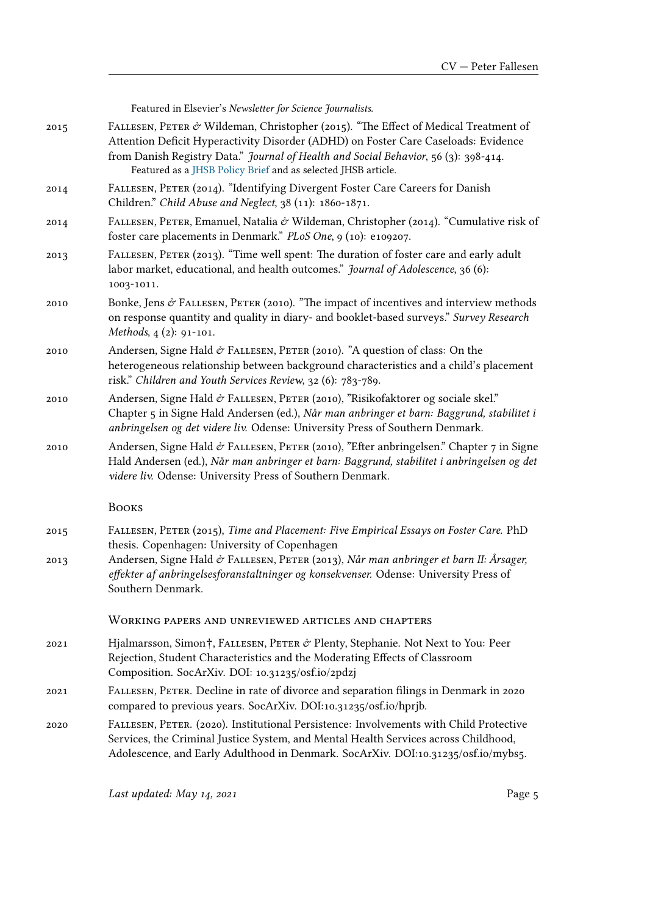Featured in Elsevier's *Newsletter for Science Journalists.*

2015 Fallesen, Peter & Wildeman, Christopher (2015). "The Effect of Medical Treatment of Attention Deficit Hyperactivity Disorder (ADHD) on Foster Care Caseloads: Evidence from Danish Registry Data." *Journal of Health and Social Behavior*, 56 (3): 398-414.
Featured as a JHSB Policy Brief and as selected JHSB article.

2014 Fallesen, Peter (2014). "Identifying Divergent Foster Care Careers for Danish Children." *Child Abuse and Neglect*, 38 (11): 1860-1871.

2014 Fallesen, Peter, Emanuel, Natalia & Wildeman, Christopher (2014). "Cumulative risk of foster care placements in Denmark." *PLoS One*, 9 (10): e109207.

2013 Fallesen, Peter (2013). "Time well spent: The duration of foster care and early adult labor market, educational, and health outcomes." *Journal of Adolescence*, 36 (6): 1003-1011.

2010 Bonke, Jens & Fallesen, Peter (2010). "The impact of incentives and interview methods on response quantity and quality in diary- and booklet-based surveys." *Survey Research Methods*, 4 (2): 91-101.

2010 Andersen, Signe Hald & Fallesen, Peter (2010). "A question of class: On the heterogeneous relationship between background characteristics and a child's placement risk." *Children and Youth Services Review*, 32 (6): 783-789.

2010 Andersen, Signe Hald & Fallesen, Peter (2010), "Risikofaktorer og sociale skel." Chapter 5 in Signe Hald Andersen (ed.), *Når man anbringer et barn: Baggrund, stabilitet i anbringelsen og det videre liv.* Odense: University Press of Southern Denmark.

2010 Andersen, Signe Hald & Fallesen, Peter (2010), "Efter anbringelsen." Chapter 7 in Signe Hald Andersen (ed.), *Når man anbringer et barn: Baggrund, stabilitet i anbringelsen og det videre liv.* Odense: University Press of Southern Denmark.

### Books

2015 Fallesen, Peter (2015), *Time and Placement: Five Empirical Essays on Foster Care.* PhD thesis. Copenhagen: University of Copenhagen

2013 Andersen, Signe Hald & Fallesen, Peter (2013), *Når man anbringer et barn II: Årsager, effekter af anbringelsesforanstaltninger og konsekvenser.* Odense: University Press of Southern Denmark.

### Working papers and unreviewed articles and chapters

2021 Hjalmarsson, Simon†, Fallesen, Peter & Plenty, Stephanie. Not Next to You: Peer Rejection, Student Characteristics and the Moderating Effects of Classroom Composition. SocArXiv. DOI: 10.31235/osf.io/2pdzj

2021 Fallesen, Peter. Decline in rate of divorce and separation filings in Denmark in 2020 compared to previous years. SocArXiv. DOI:10.31235/osf.io/hprjb.

2020 Fallesen, Peter. (2020). Institutional Persistence: Involvements with Child Protective Services, the Criminal Justice System, and Mental Health Services across Childhood, Adolescence, and Early Adulthood in Denmark. SocArXiv. DOI:10.31235/osf.io/mybs5.

*Last updated: May 14, 2021*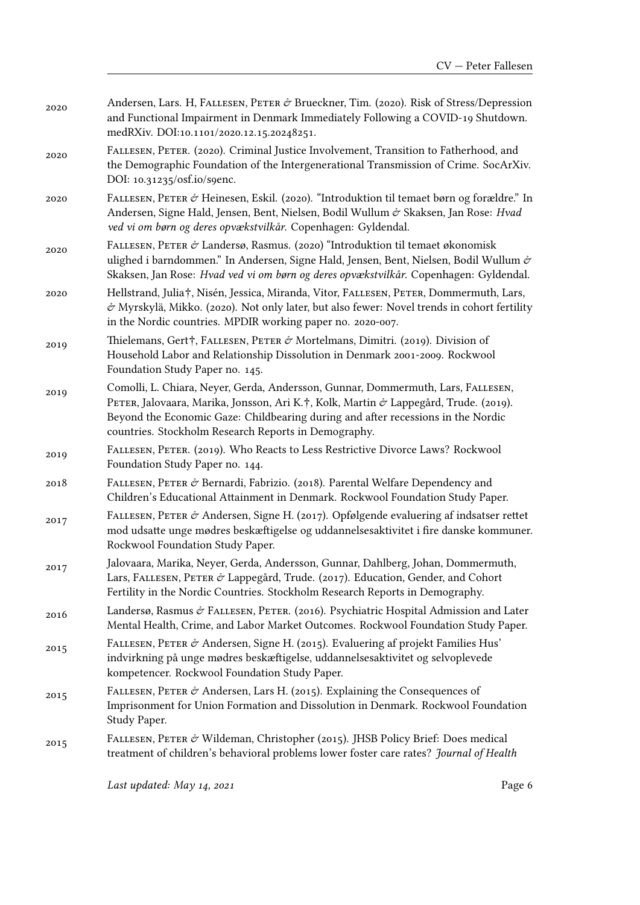2020 Andersen, Lars. H, Fallesen, Peter & Brueckner, Tim. (2020). Risk of Stress/Depression and Functional Impairment in Denmark Immediately Following a COVID-19 Shutdown. medRXiv. DOI:10.1101/2020.12.15.20248251.

2020 Fallesen, Peter. (2020). Criminal Justice Involvement, Transition to Fatherhood, and the Demographic Foundation of the Intergenerational Transmission of Crime. SocArXiv. DOI: 10.31235/osf.io/s9enc.

2020 Fallesen, Peter & Heinesen, Eskil. (2020). "Introduktion til temaet børn og forældre." In Andersen, Signe Hald, Jensen, Bent, Nielsen, Bodil Wullum & Skaksen, Jan Rose: *Hvad ved vi om børn og deres opvækstvilkår*. Copenhagen: Gyldendal.

2020 Fallesen, Peter & Landersø, Rasmus. (2020) "Introduktion til temaet økonomisk ulighed i barndommen." In Andersen, Signe Hald, Jensen, Bent, Nielsen, Bodil Wullum & Skaksen, Jan Rose: *Hvad ved vi om børn og deres opvækstvilkår*. Copenhagen: Gyldendal.

2020 Hellstrand, Julia†, Nisén, Jessica, Miranda, Vitor, Fallesen, Peter, Dommermuth, Lars, & Myrskylä, Mikko. (2020). Not only later, but also fewer: Novel trends in cohort fertility in the Nordic countries. MPDIR working paper no. 2020-007.

2019 Thielemans, Gert†, Fallesen, Peter & Mortelmans, Dimitri. (2019). Division of Household Labor and Relationship Dissolution in Denmark 2001-2009. Rockwool Foundation Study Paper no. 145.

2019 Comolli, L. Chiara, Neyer, Gerda, Andersson, Gunnar, Dommermuth, Lars, Fallesen, Peter, Jalovaara, Marika, Jonsson, Ari K.†, Kolk, Martin & Lappegård, Trude. (2019). Beyond the Economic Gaze: Childbearing during and after recessions in the Nordic countries. Stockholm Research Reports in Demography.

2019 Fallesen, Peter. (2019). Who Reacts to Less Restrictive Divorce Laws? Rockwool Foundation Study Paper no. 144.

2018 Fallesen, Peter & Bernardi, Fabrizio. (2018). Parental Welfare Dependency and Children's Educational Attainment in Denmark. Rockwool Foundation Study Paper.

2017 Fallesen, Peter & Andersen, Signe H. (2017). Opfølgende evaluering af indsatser rettet mod udsatte unge mødres beskæftigelse og uddannelsesaktivitet i fire danske kommuner. Rockwool Foundation Study Paper.

2017 Jalovaara, Marika, Neyer, Gerda, Andersson, Gunnar, Dahlberg, Johan, Dommermuth, Lars, Fallesen, Peter & Lappegård, Trude. (2017). Education, Gender, and Cohort Fertility in the Nordic Countries. Stockholm Research Reports in Demography.

2016 Landersø, Rasmus & Fallesen, Peter. (2016). Psychiatric Hospital Admission and Later Mental Health, Crime, and Labor Market Outcomes. Rockwool Foundation Study Paper.

2015 Fallesen, Peter & Andersen, Signe H. (2015). Evaluering af projekt Families Hus' indvirkning på unge mødres beskæftigelse, uddannelsesaktivitet og selvoplevede kompetencer. Rockwool Foundation Study Paper.

2015 Fallesen, Peter & Andersen, Lars H. (2015). Explaining the Consequences of Imprisonment for Union Formation and Dissolution in Denmark. Rockwool Foundation Study Paper.

2015 Fallesen, Peter & Wildeman, Christopher (2015). JHSB Policy Brief: Does medical treatment of children's behavioral problems lower foster care rates? *Journal of Health*

*Last updated: May 14, 2021*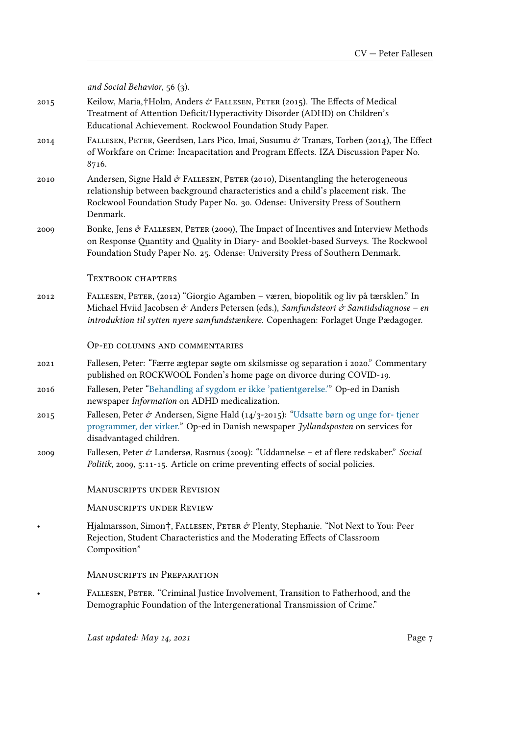*and Social Behavior*, 56 (3).

2015 Keilow, Maria,†Holm, Anders & Fallesen, Peter (2015). The Effects of Medical Treatment of Attention Deficit/Hyperactivity Disorder (ADHD) on Children's Educational Achievement. Rockwool Foundation Study Paper.

2014 Fallesen, Peter, Geerdsen, Lars Pico, Imai, Susumu & Tranæs, Torben (2014), The Effect of Workfare on Crime: Incapacitation and Program Effects. IZA Discussion Paper No. 8716.

2010 Andersen, Signe Hald & Fallesen, Peter (2010), Disentangling the heterogeneous relationship between background characteristics and a child's placement risk. The Rockwool Foundation Study Paper No. 30. Odense: University Press of Southern Denmark.

2009 Bonke, Jens & Fallesen, Peter (2009), The Impact of Incentives and Interview Methods on Response Quantity and Quality in Diary- and Booklet-based Surveys. The Rockwool Foundation Study Paper No. 25. Odense: University Press of Southern Denmark.

### Textbook chapters

2012 Fallesen, Peter, (2012) "Giorgio Agamben – væren, biopolitik og liv på tærsklen." In Michael Hviid Jacobsen & Anders Petersen (eds.), *Samfundsteori & Samtidsdiagnose – en introduktion til sytten nyere samfundstænkere*. Copenhagen: Forlaget Unge Pædagoger.

### Op-ed columns and commentaries

2021 Fallesen, Peter: "Færre ægtepar søgte om skilsmisse og separation i 2020." Commentary published on ROCKWOOL Fonden's home page on divorce during COVID-19.

2016 Fallesen, Peter "Behandling af sygdom er ikke 'patientgørelse.'" Op-ed in Danish newspaper *Information* on ADHD medicalization.

2015 Fallesen, Peter & Andersen, Signe Hald (14/3-2015): "Udsatte børn og unge for- tjener programmer, der virker." Op-ed in Danish newspaper *Jyllandsposten* on services for disadvantaged children.

2009 Fallesen, Peter & Landersø, Rasmus (2009): "Uddannelse – et af flere redskaber." *Social Politik*, 2009, 5:11-15. Article on crime preventing effects of social policies.

### Manuscripts under Revision

### Manuscripts under Review

- Hjalmarsson, Simon†, Fallesen, Peter & Plenty, Stephanie. "Not Next to You: Peer Rejection, Student Characteristics and the Moderating Effects of Classroom Composition"

### Manuscripts in Preparation

- Fallesen, Peter. "Criminal Justice Involvement, Transition to Fatherhood, and the Demographic Foundation of the Intergenerational Transmission of Crime."

*Last updated: May 14, 2021*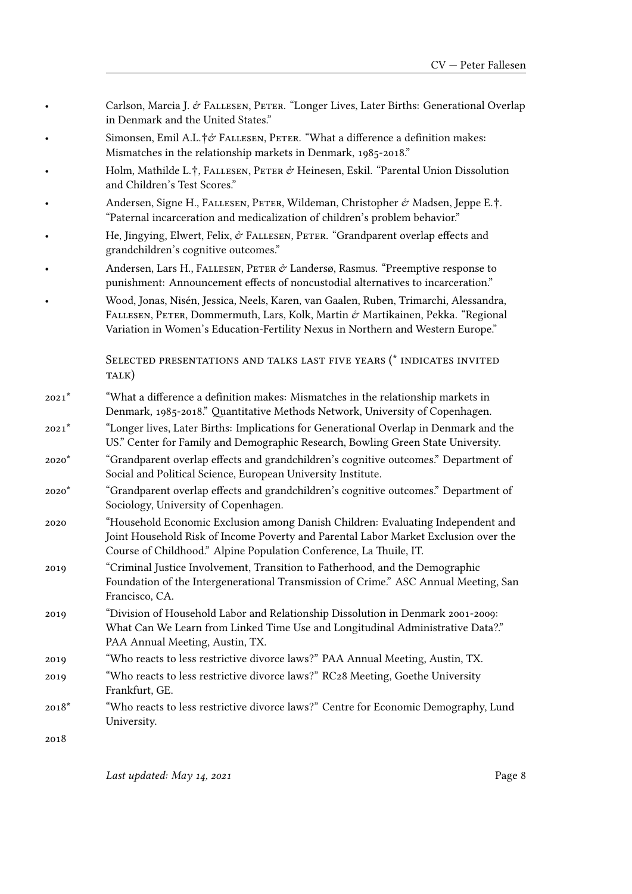- Carlson, Marcia J. & Fallesen, Peter. "Longer Lives, Later Births: Generational Overlap in Denmark and the United States."
- Simonsen, Emil A.L.†& Fallesen, Peter. "What a difference a definition makes: Mismatches in the relationship markets in Denmark, 1985-2018."
- Holm, Mathilde L.†, Fallesen, Peter & Heinesen, Eskil. "Parental Union Dissolution and Children's Test Scores."
- Andersen, Signe H., Fallesen, Peter, Wildeman, Christopher & Madsen, Jeppe E.†. "Paternal incarceration and medicalization of children's problem behavior."
- He, Jingying, Elwert, Felix, & Fallesen, Peter. "Grandparent overlap effects and grandchildren's cognitive outcomes."
- Andersen, Lars H., Fallesen, Peter & Landersø, Rasmus. "Preemptive response to punishment: Announcement effects of noncustodial alternatives to incarceration."
- Wood, Jonas, Nisén, Jessica, Neels, Karen, van Gaalen, Ruben, Trimarchi, Alessandra, Fallesen, Peter, Dommermuth, Lars, Kolk, Martin & Martikainen, Pekka. "Regional Variation in Women's Education-Fertility Nexus in Northern and Western Europe."

## Selected presentations and talks last five years (* indicates invited talk)

- 2021* "What a difference a definition makes: Mismatches in the relationship markets in Denmark, 1985-2018." Quantitative Methods Network, University of Copenhagen.
- 2021* "Longer lives, Later Births: Implications for Generational Overlap in Denmark and the US." Center for Family and Demographic Research, Bowling Green State University.
- 2020* "Grandparent overlap effects and grandchildren's cognitive outcomes." Department of Social and Political Science, European University Institute.
- 2020* "Grandparent overlap effects and grandchildren's cognitive outcomes." Department of Sociology, University of Copenhagen.
- 2020 "Household Economic Exclusion among Danish Children: Evaluating Independent and Joint Household Risk of Income Poverty and Parental Labor Market Exclusion over the Course of Childhood." Alpine Population Conference, La Thuile, IT.
- 2019 "Criminal Justice Involvement, Transition to Fatherhood, and the Demographic Foundation of the Intergenerational Transmission of Crime." ASC Annual Meeting, San Francisco, CA.
- 2019 "Division of Household Labor and Relationship Dissolution in Denmark 2001-2009: What Can We Learn from Linked Time Use and Longitudinal Administrative Data?." PAA Annual Meeting, Austin, TX.
- 2019 "Who reacts to less restrictive divorce laws?" PAA Annual Meeting, Austin, TX.
- 2019 "Who reacts to less restrictive divorce laws?" RC28 Meeting, Goethe University Frankfurt, GE.
- 2018* "Who reacts to less restrictive divorce laws?" Centre for Economic Demography, Lund University.
- 2018

*Last updated: May 14, 2021*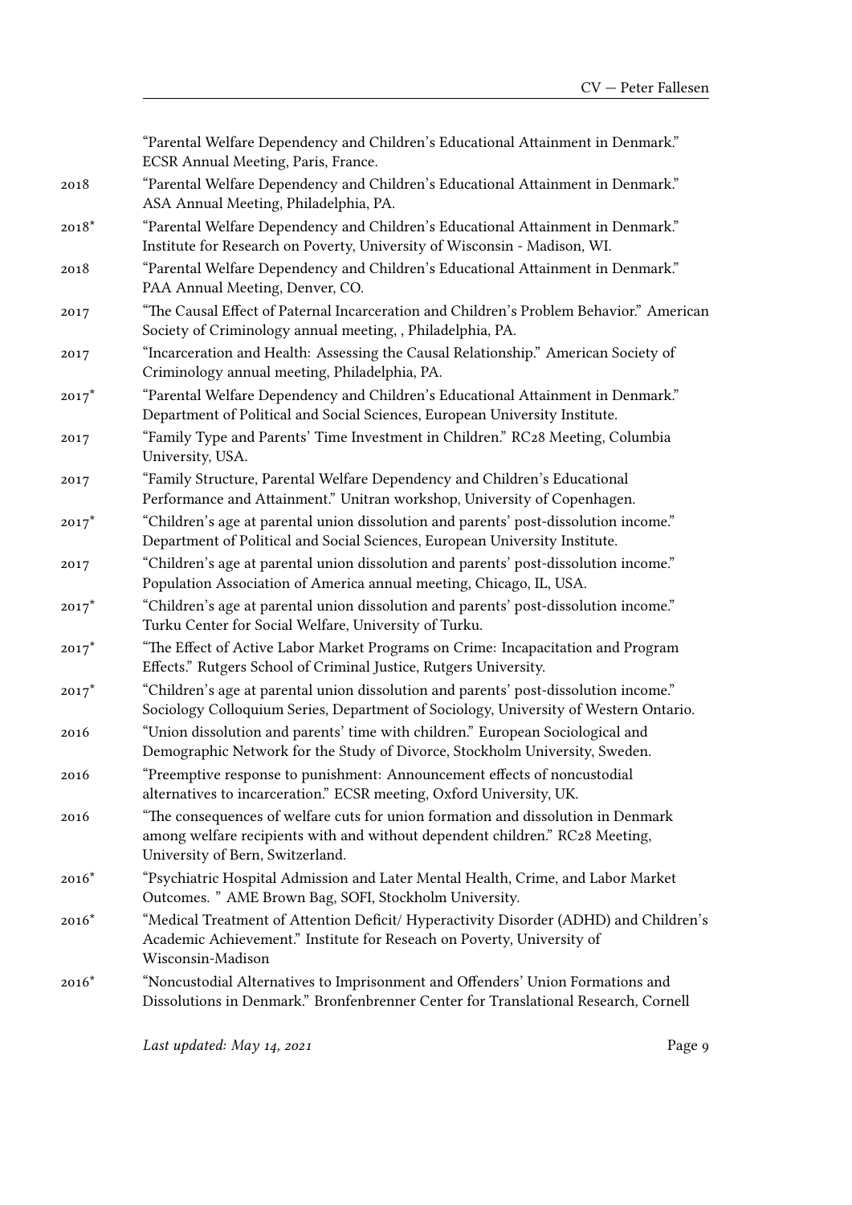"Parental Welfare Dependency and Children's Educational Attainment in Denmark." ECSR Annual Meeting, Paris, France.

2018 "Parental Welfare Dependency and Children's Educational Attainment in Denmark." ASA Annual Meeting, Philadelphia, PA.

2018* "Parental Welfare Dependency and Children's Educational Attainment in Denmark." Institute for Research on Poverty, University of Wisconsin - Madison, WI.

2018 "Parental Welfare Dependency and Children's Educational Attainment in Denmark." PAA Annual Meeting, Denver, CO.

2017 "The Causal Effect of Paternal Incarceration and Children's Problem Behavior." American Society of Criminology annual meeting, , Philadelphia, PA.

2017 "Incarceration and Health: Assessing the Causal Relationship." American Society of Criminology annual meeting, Philadelphia, PA.

2017* "Parental Welfare Dependency and Children's Educational Attainment in Denmark." Department of Political and Social Sciences, European University Institute.

2017 "Family Type and Parents' Time Investment in Children." RC28 Meeting, Columbia University, USA.

2017 "Family Structure, Parental Welfare Dependency and Children's Educational Performance and Attainment." Unitran workshop, University of Copenhagen.

2017* "Children's age at parental union dissolution and parents' post-dissolution income." Department of Political and Social Sciences, European University Institute.

2017 "Children's age at parental union dissolution and parents' post-dissolution income." Population Association of America annual meeting, Chicago, IL, USA.

2017* "Children's age at parental union dissolution and parents' post-dissolution income." Turku Center for Social Welfare, University of Turku.

2017* "The Effect of Active Labor Market Programs on Crime: Incapacitation and Program Effects." Rutgers School of Criminal Justice, Rutgers University.

2017* "Children's age at parental union dissolution and parents' post-dissolution income." Sociology Colloquium Series, Department of Sociology, University of Western Ontario.

2016 "Union dissolution and parents' time with children." European Sociological and Demographic Network for the Study of Divorce, Stockholm University, Sweden.

2016 "Preemptive response to punishment: Announcement effects of noncustodial alternatives to incarceration." ECSR meeting, Oxford University, UK.

2016 "The consequences of welfare cuts for union formation and dissolution in Denmark among welfare recipients with and without dependent children." RC28 Meeting, University of Bern, Switzerland.

2016* "Psychiatric Hospital Admission and Later Mental Health, Crime, and Labor Market Outcomes. " AME Brown Bag, SOFI, Stockholm University.

2016* "Medical Treatment of Attention Deficit/ Hyperactivity Disorder (ADHD) and Children's Academic Achievement." Institute for Reseach on Poverty, University of Wisconsin-Madison

2016* "Noncustodial Alternatives to Imprisonment and Offenders' Union Formations and Dissolutions in Denmark." Bronfenbrenner Center for Translational Research, Cornell

*Last updated: May 14, 2021*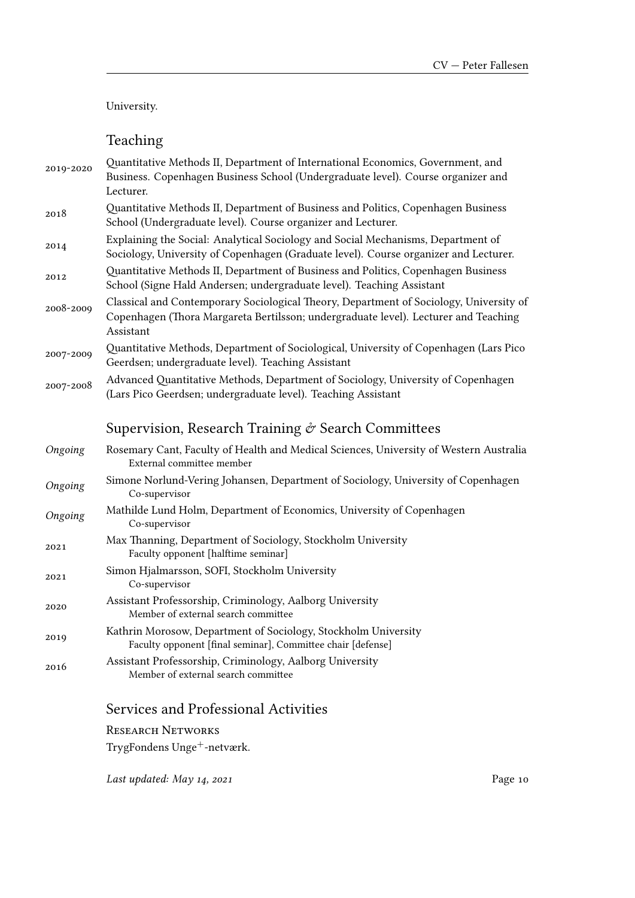University.

## Teaching

- **2019-2020** Quantitative Methods II, Department of International Economics, Government, and Business. Copenhagen Business School (Undergraduate level). Course organizer and Lecturer.
- **2018** Quantitative Methods II, Department of Business and Politics, Copenhagen Business School (Undergraduate level). Course organizer and Lecturer.
- **2014** Explaining the Social: Analytical Sociology and Social Mechanisms, Department of Sociology, University of Copenhagen (Graduate level). Course organizer and Lecturer.
- **2012** Quantitative Methods II, Department of Business and Politics, Copenhagen Business School (Signe Hald Andersen; undergraduate level). Teaching Assistant
- **2008-2009** Classical and Contemporary Sociological Theory, Department of Sociology, University of Copenhagen (Thora Margareta Bertilsson; undergraduate level). Lecturer and Teaching Assistant
- **2007-2009** Quantitative Methods, Department of Sociological, University of Copenhagen (Lars Pico Geerdsen; undergraduate level). Teaching Assistant
- **2007-2008** Advanced Quantitative Methods, Department of Sociology, University of Copenhagen (Lars Pico Geerdsen; undergraduate level). Teaching Assistant

## Supervision, Research Training & Search Committees

- *Ongoing* Rosemary Cant, Faculty of Health and Medical Sciences, University of Western Australia
  External committee member
- *Ongoing* Simone Norlund-Vering Johansen, Department of Sociology, University of Copenhagen
  Co-supervisor
- *Ongoing* Mathilde Lund Holm, Department of Economics, University of Copenhagen
  Co-supervisor
- **2021** Max Thanning, Department of Sociology, Stockholm University
  Faculty opponent [halftime seminar]
- **2021** Simon Hjalmarsson, SOFI, Stockholm University
  Co-supervisor
- **2020** Assistant Professorship, Criminology, Aalborg University
  Member of external search committee
- **2019** Kathrin Morosow, Department of Sociology, Stockholm University
  Faculty opponent [final seminar], Committee chair [defense]
- **2016** Assistant Professorship, Criminology, Aalborg University
  Member of external search committee

## Services and Professional Activities

### Research Networks

TrygFondens Unge$^{+}$-netværk.

*Last updated: May 14, 2021*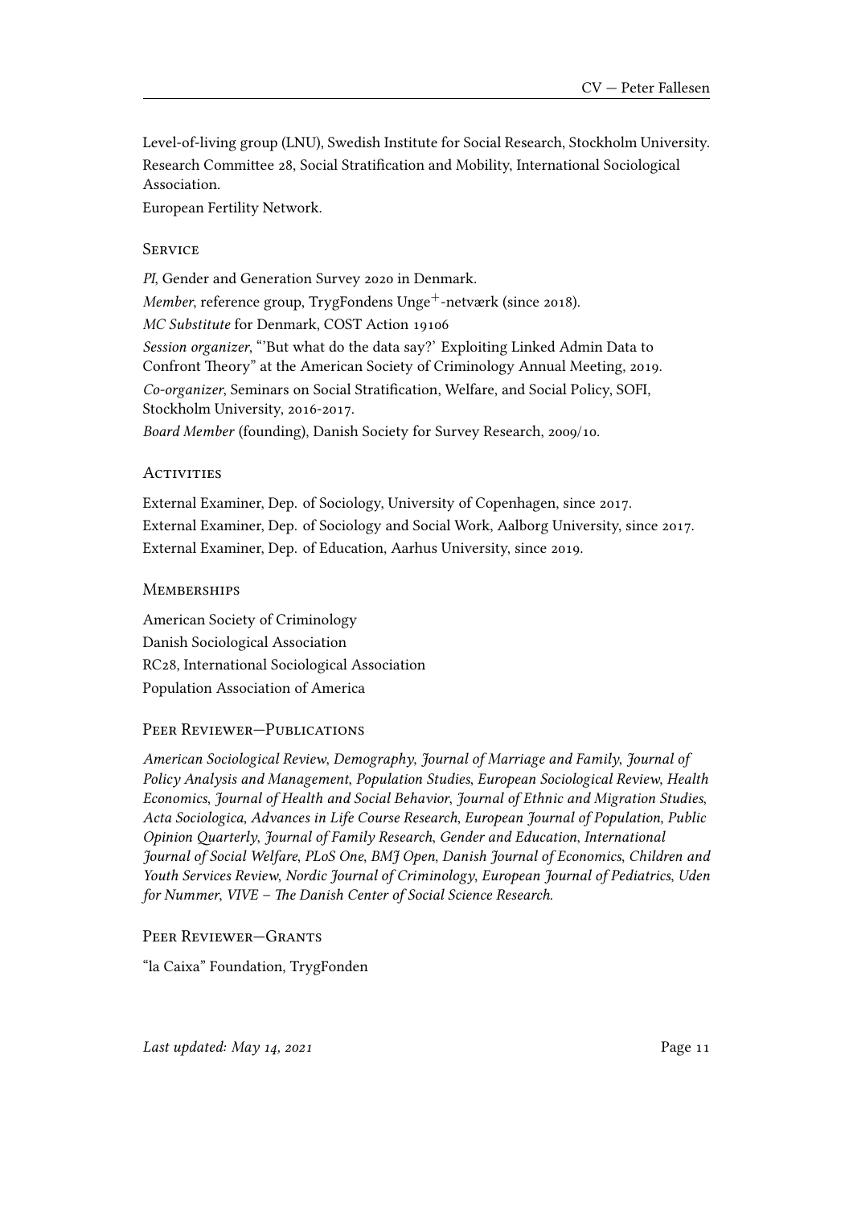Level-of-living group (LNU), Swedish Institute for Social Research, Stockholm University.
Research Committee 28, Social Stratification and Mobility, International Sociological Association.
European Fertility Network.

## Service

*PI*, Gender and Generation Survey 2020 in Denmark.
*Member*, reference group, TrygFondens Unge$^{+}$-netværk (since 2018).
*MC Substitute* for Denmark, COST Action 19106
*Session organizer*, "'But what do the data say?' Exploiting Linked Admin Data to Confront Theory" at the American Society of Criminology Annual Meeting, 2019.
*Co-organizer*, Seminars on Social Stratification, Welfare, and Social Policy, SOFI, Stockholm University, 2016-2017.
*Board Member* (founding), Danish Society for Survey Research, 2009/10.

## Activities

External Examiner, Dep. of Sociology, University of Copenhagen, since 2017.
External Examiner, Dep. of Sociology and Social Work, Aalborg University, since 2017.
External Examiner, Dep. of Education, Aarhus University, since 2019.

## Memberships

American Society of Criminology
Danish Sociological Association
RC28, International Sociological Association
Population Association of America

## Peer Reviewer—Publications

*American Sociological Review*, *Demography*, *Journal of Marriage and Family*, *Journal of Policy Analysis and Management*, *Population Studies*, *European Sociological Review*, *Health Economics*, *Journal of Health and Social Behavior*, *Journal of Ethnic and Migration Studies*, *Acta Sociologica*, *Advances in Life Course Research*, *European Journal of Population*, *Public Opinion Quarterly*, *Journal of Family Research*, *Gender and Education*, *International Journal of Social Welfare*, *PLoS One*, *BMJ Open*, *Danish Journal of Economics*, *Children and Youth Services Review*, *Nordic Journal of Criminology*, *European Journal of Pediatrics*, *Uden for Nummer*, *VIVE – The Danish Center of Social Science Research*.

## Peer Reviewer—Grants

"la Caixa" Foundation, TrygFonden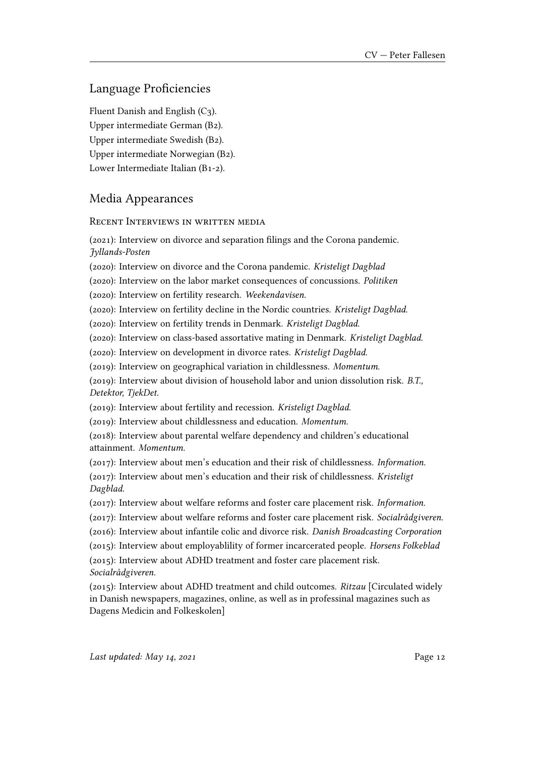## Language Proficiencies

Fluent Danish and English (C3).
Upper intermediate German (B2).
Upper intermediate Swedish (B2).
Upper intermediate Norwegian (B2).
Lower Intermediate Italian (B1-2).

## Media Appearances

### Recent Interviews in written media

(2021): Interview on divorce and separation filings and the Corona pandemic. *Jyllands-Posten*

(2020): Interview on divorce and the Corona pandemic. *Kristeligt Dagblad*

(2020): Interview on the labor market consequences of concussions. *Politiken*

(2020): Interview on fertility research. *Weekendavisen.*

(2020): Interview on fertility decline in the Nordic countries. *Kristeligt Dagblad.*

(2020): Interview on fertility trends in Denmark. *Kristeligt Dagblad.*

(2020): Interview on class-based assortative mating in Denmark. *Kristeligt Dagblad.*

(2020): Interview on development in divorce rates. *Kristeligt Dagblad.*

(2019): Interview on geographical variation in childlessness. *Momentum.*

(2019): Interview about division of household labor and union dissolution risk. *B.T., Detektor, TjekDet.*

(2019): Interview about fertility and recession. *Kristeligt Dagblad.*

(2019): Interview about childlessness and education. *Momentum.*

(2018): Interview about parental welfare dependency and children's educational attainment. *Momentum.*

(2017): Interview about men's education and their risk of childlessness. *Information.*

(2017): Interview about men's education and their risk of childlessness. *Kristeligt Dagblad.*

(2017): Interview about welfare reforms and foster care placement risk. *Information.*

(2017): Interview about welfare reforms and foster care placement risk. *Socialrådgiveren.*

(2016): Interview about infantile colic and divorce risk. *Danish Broadcasting Corporation*

(2015): Interview about employablility of former incarcerated people. *Horsens Folkeblad*

(2015): Interview about ADHD treatment and foster care placement risk. *Socialrådgiveren.*

(2015): Interview about ADHD treatment and child outcomes. *Ritzau* [Circulated widely in Danish newspapers, magazines, online, as well as in professinal magazines such as Dagens Medicin and Folkeskolen]

*Last updated: May 14, 2021*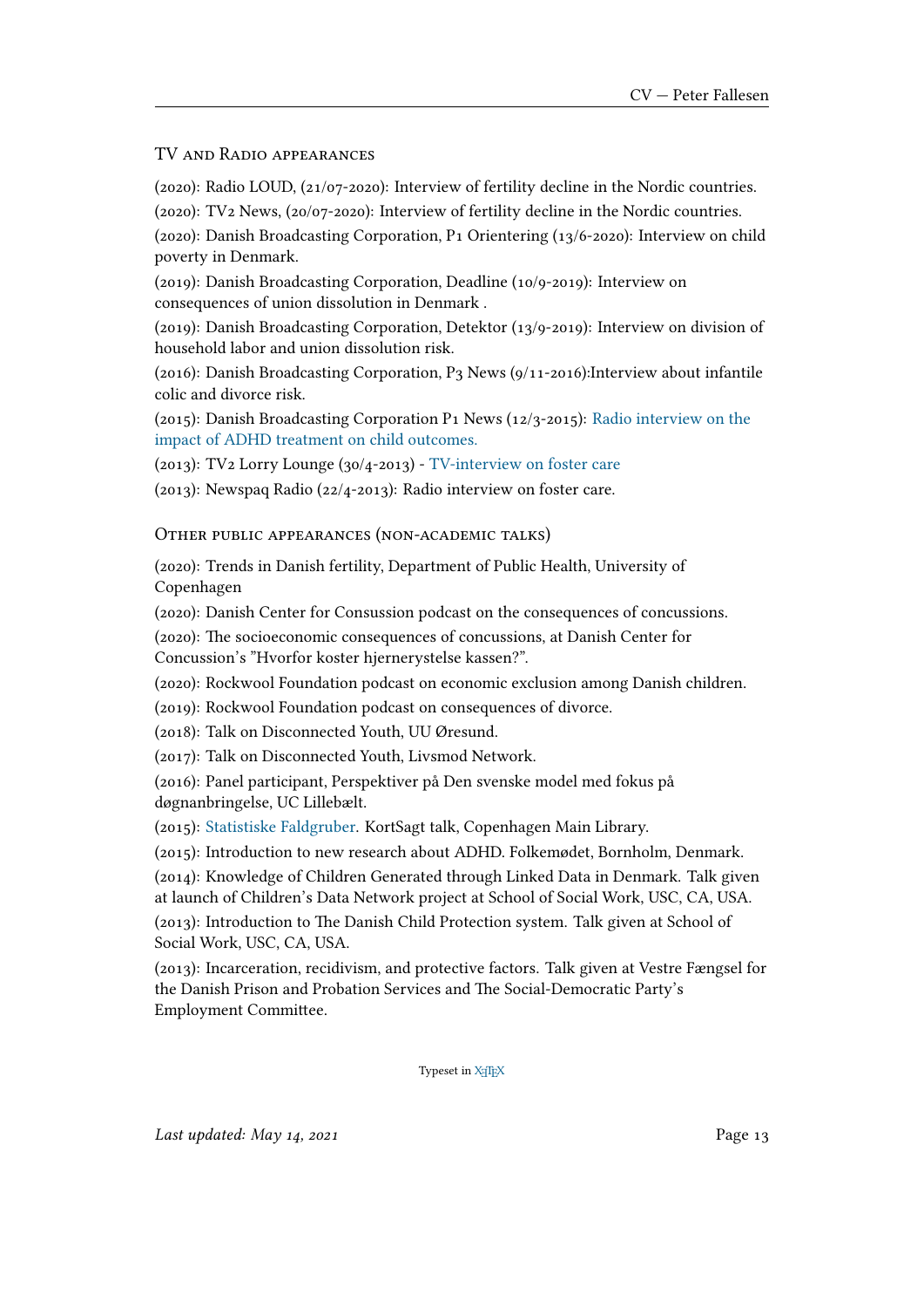## TV and Radio appearances

(2020): Radio LOUD, (21/07-2020): Interview of fertility decline in the Nordic countries.

(2020): TV2 News, (20/07-2020): Interview of fertility decline in the Nordic countries.

(2020): Danish Broadcasting Corporation, P1 Orientering (13/6-2020): Interview on child poverty in Denmark.

(2019): Danish Broadcasting Corporation, Deadline (10/9-2019): Interview on consequences of union dissolution in Denmark .

(2019): Danish Broadcasting Corporation, Detektor (13/9-2019): Interview on division of household labor and union dissolution risk.

(2016): Danish Broadcasting Corporation, P3 News (9/11-2016):Interview about infantile colic and divorce risk.

(2015): Danish Broadcasting Corporation P1 News (12/3-2015): Radio interview on the impact of ADHD treatment on child outcomes.

(2013): TV2 Lorry Lounge (30/4-2013) - TV-interview on foster care

(2013): Newspaq Radio (22/4-2013): Radio interview on foster care.

## Other public appearances (non-academic talks)

(2020): Trends in Danish fertility, Department of Public Health, University of Copenhagen

(2020): Danish Center for Consussion podcast on the consequences of concussions.

(2020): The socioeconomic consequences of concussions, at Danish Center for Concussion's "Hvorfor koster hjernerystelse kassen?".

(2020): Rockwool Foundation podcast on economic exclusion among Danish children.

(2019): Rockwool Foundation podcast on consequences of divorce.

(2018): Talk on Disconnected Youth, UU Øresund.

(2017): Talk on Disconnected Youth, Livsmod Network.

(2016): Panel participant, Perspektiver på Den svenske model med fokus på døgnanbringelse, UC Lillebælt.

(2015): Statistiske Faldgruber. KortSagt talk, Copenhagen Main Library.

(2015): Introduction to new research about ADHD. Folkemødet, Bornholm, Denmark.

(2014): Knowledge of Children Generated through Linked Data in Denmark. Talk given at launch of Children's Data Network project at School of Social Work, USC, CA, USA.

(2013): Introduction to The Danish Child Protection system. Talk given at School of Social Work, USC, CA, USA.

(2013): Incarceration, recidivism, and protective factors. Talk given at Vestre Fængsel for the Danish Prison and Probation Services and The Social-Democratic Party's Employment Committee.

Typeset in XeTeX

*Last updated: May 14, 2021*